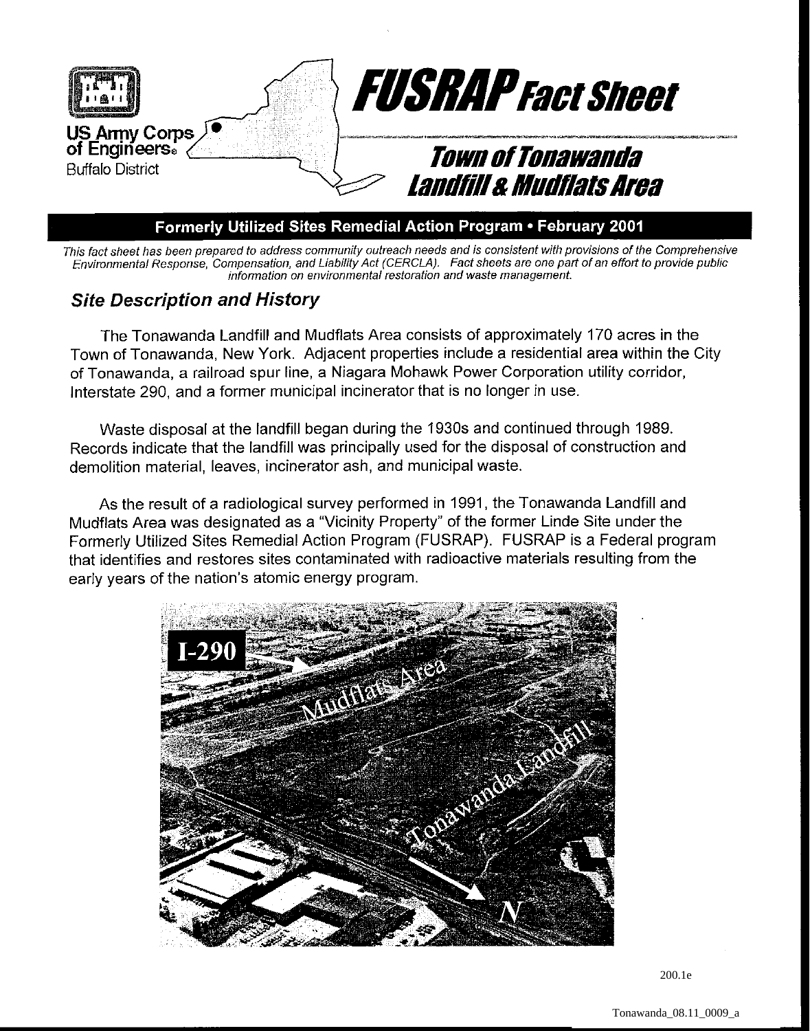US Army Corps of Engineers
Buffalo District

# FUSRAP Fact Sheet

## Town of Tonawanda Landfill & Mudflats Area

**Formerly Utilized Sites Remedial Action Program • February 2001**

*This fact sheet has been prepared to address community outreach needs and is consistent with provisions of the Comprehensive Environmental Response, Compensation, and Liability Act (CERCLA). Fact sheets are one part of an effort to provide public information on environmental restoration and waste management.*

### Site Description and History

The Tonawanda Landfill and Mudflats Area consists of approximately 170 acres in the Town of Tonawanda, New York. Adjacent properties include a residential area within the City of Tonawanda, a railroad spur line, a Niagara Mohawk Power Corporation utility corridor, Interstate 290, and a former municipal incinerator that is no longer in use.

Waste disposal at the landfill began during the 1930s and continued through 1989. Records indicate that the landfill was principally used for the disposal of construction and demolition material, leaves, incinerator ash, and municipal waste.

As the result of a radiological survey performed in 1991, the Tonawanda Landfill and Mudflats Area was designated as a "Vicinity Property" of the former Linde Site under the Formerly Utilized Sites Remedial Action Program (FUSRAP). FUSRAP is a Federal program that identifies and restores sites contaminated with radioactive materials resulting from the early years of the nation's atomic energy program.

I-290

Mudflats Area

Tonawanda Landfill

N

200.1e

Tonawanda_08.11_0009_a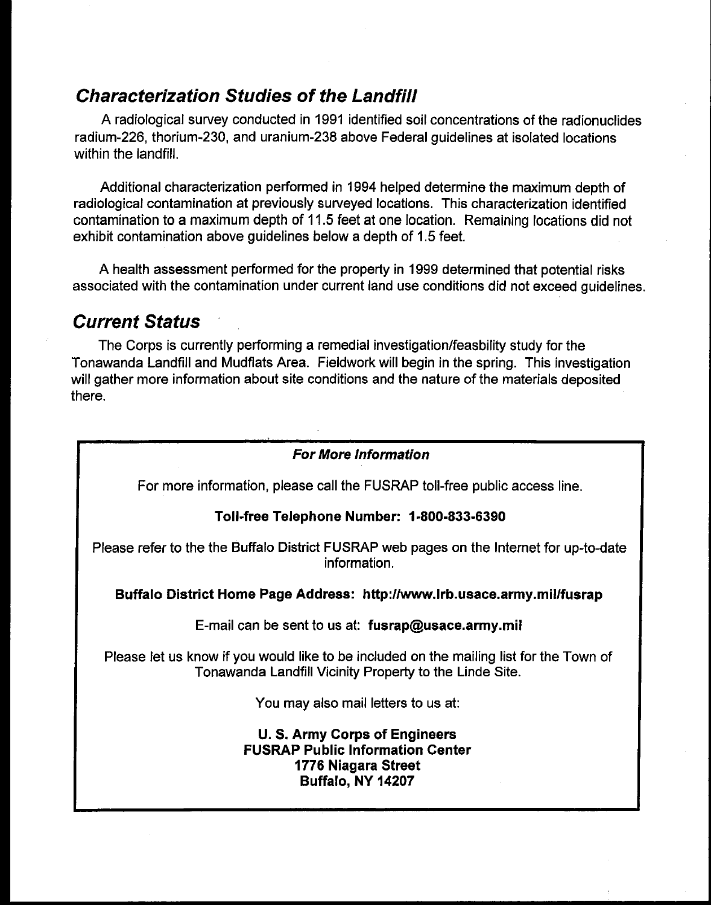## *Characterization Studies of the Landfill*

A radiological survey conducted in 1991 identified soil concentrations of the radionuclides radium-226, thorium-230, and uranium-238 above Federal guidelines at isolated locations within the landfill.

Additional characterization performed in 1994 helped determine the maximum depth of radiological contamination at previously surveyed locations. This characterization identified contamination to a maximum depth of 11.5 feet at one location. Remaining locations did not exhibit contamination above guidelines below a depth of 1.5 feet.

A health assessment performed for the property in 1999 determined that potential risks associated with the contamination under current land use conditions did not exceed guidelines.

## *Current Status*

The Corps is currently performing a remedial investigation/feasbility study for the Tonawanda Landfill and Mudflats Area. Fieldwork will begin in the spring. This investigation will gather more information about site conditions and the nature of the materials deposited there.

***For More Information***

For more information, please call the FUSRAP toll-free public access line.

**Toll-free Telephone Number: 1-800-833-6390**

Please refer to the the Buffalo District FUSRAP web pages on the Internet for up-to-date information.

**Buffalo District Home Page Address: http://www.lrb.usace.army.mil/fusrap**

E-mail can be sent to us at: **fusrap@usace.army.mil**

Please let us know if you would like to be included on the mailing list for the Town of Tonawanda Landfill Vicinity Property to the Linde Site.

You may also mail letters to us at:

**U. S. Army Corps of Engineers**
**FUSRAP Public Information Center**
**1776 Niagara Street**
**Buffalo, NY 14207**